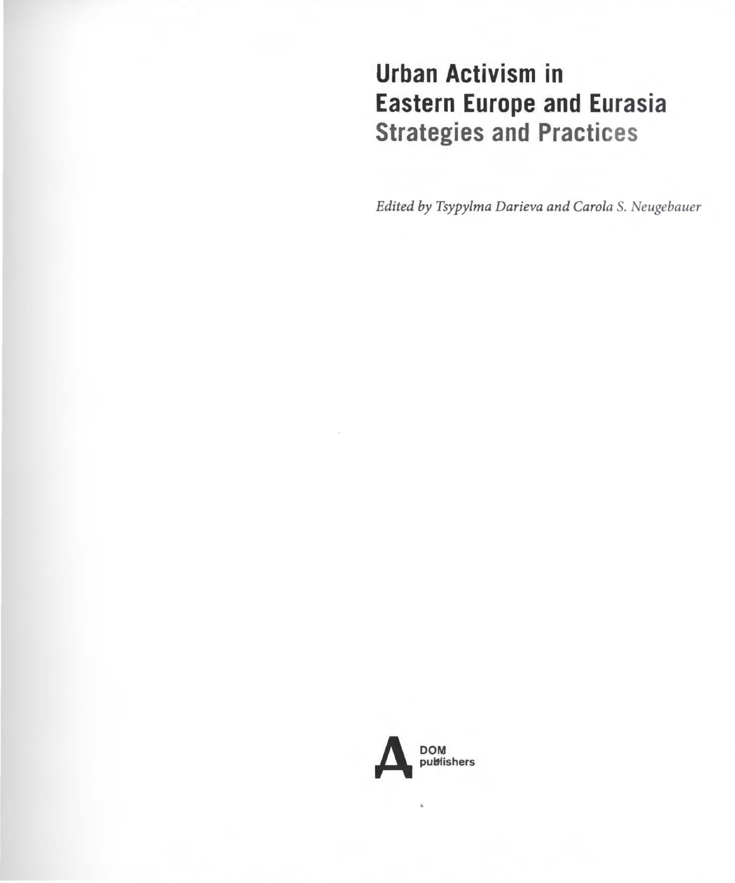# Urban Activism in Eastern Europe and Eurasia
## Strategies and Practices

*Edited by Tsypylma Darieva and Carola S. Neugebauer*

DOM publishers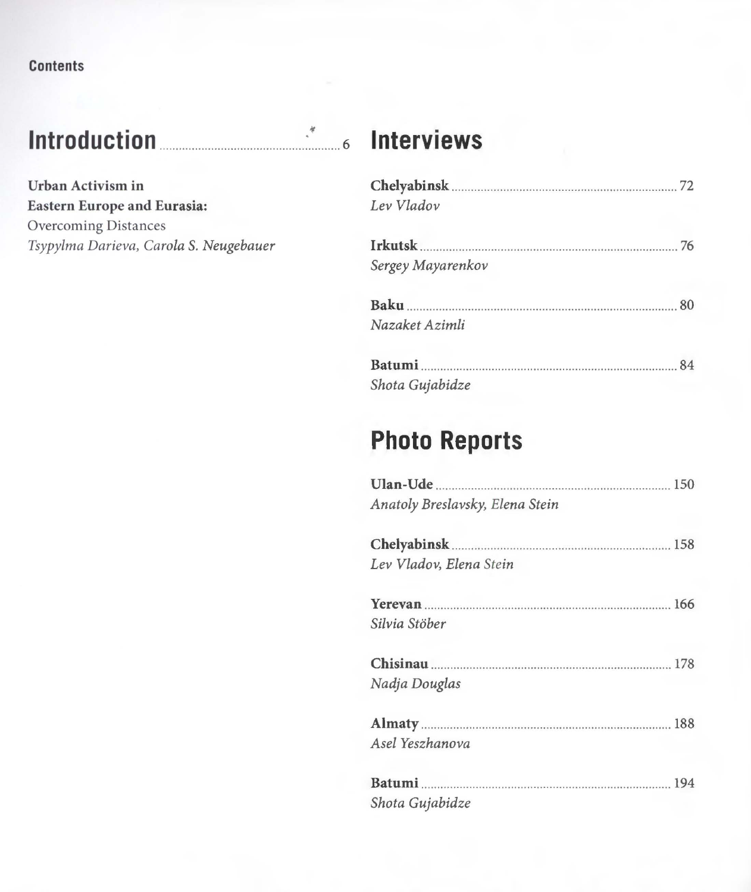Contents

# Introduction ........ 6

**Urban Activism in Eastern Europe and Eurasia:**
Overcoming Distances
*Tsypylma Darieva, Carola S. Neugebauer*

# Interviews

**Chelyabinsk** ........ 72
*Lev Vladov*

**Irkutsk** ........ 76
*Sergey Mayarenkov*

**Baku** ........ 80
*Nazaket Azimli*

**Batumi** ........ 84
*Shota Gujabidze*

# Photo Reports

**Ulan-Ude** ........ 150
*Anatoly Breslavsky, Elena Stein*

**Chelyabinsk** ........ 158
*Lev Vladov, Elena Stein*

**Yerevan** ........ 166
*Silvia Stöber*

**Chisinau** ........ 178
*Nadja Douglas*

**Almaty** ........ 188
*Asel Yeszhanova*

**Batumi** ........ 194
*Shota Gujabidze*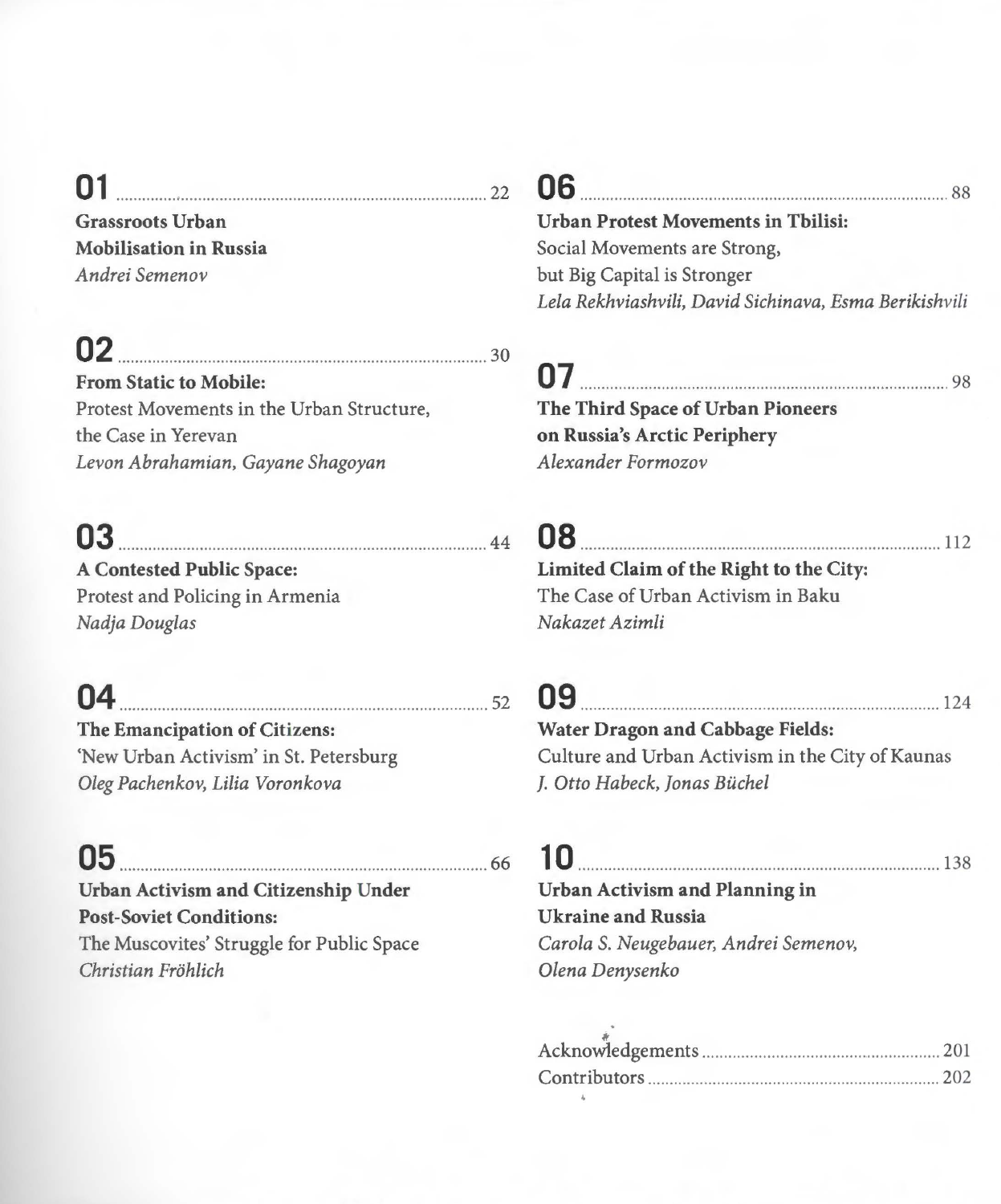**01** .......... 22

**Grassroots Urban Mobilisation in Russia**
*Andrei Semenov*

**02** .......... 30

**From Static to Mobile:**
Protest Movements in the Urban Structure, the Case in Yerevan
*Levon Abrahamian, Gayane Shagoyan*

**03** .......... 44

**A Contested Public Space:**
Protest and Policing in Armenia
*Nadja Douglas*

**04** .......... 52

**The Emancipation of Citizens:**
'New Urban Activism' in St. Petersburg
*Oleg Pachenkov, Lilia Voronkova*

**05** .......... 66

**Urban Activism and Citizenship Under Post-Soviet Conditions:**
The Muscovites' Struggle for Public Space
*Christian Fröhlich*

**06** .......... 88

**Urban Protest Movements in Tbilisi:**
Social Movements are Strong, but Big Capital is Stronger
*Lela Rekhviashvili, David Sichinava, Esma Berikishvili*

**07** .......... 98

**The Third Space of Urban Pioneers on Russia's Arctic Periphery**
*Alexander Formozov*

**08** .......... 112

**Limited Claim of the Right to the City:**
The Case of Urban Activism in Baku
*Nakazet Azimli*

**09** .......... 124

**Water Dragon and Cabbage Fields:**
Culture and Urban Activism in the City of Kaunas
*J. Otto Habeck, Jonas Büchel*

**10** .......... 138

**Urban Activism and Planning in Ukraine and Russia**
*Carola S. Neugebauer, Andrei Semenov, Olena Denysenko*

Acknowledgements .......... 201
Contributors .......... 202